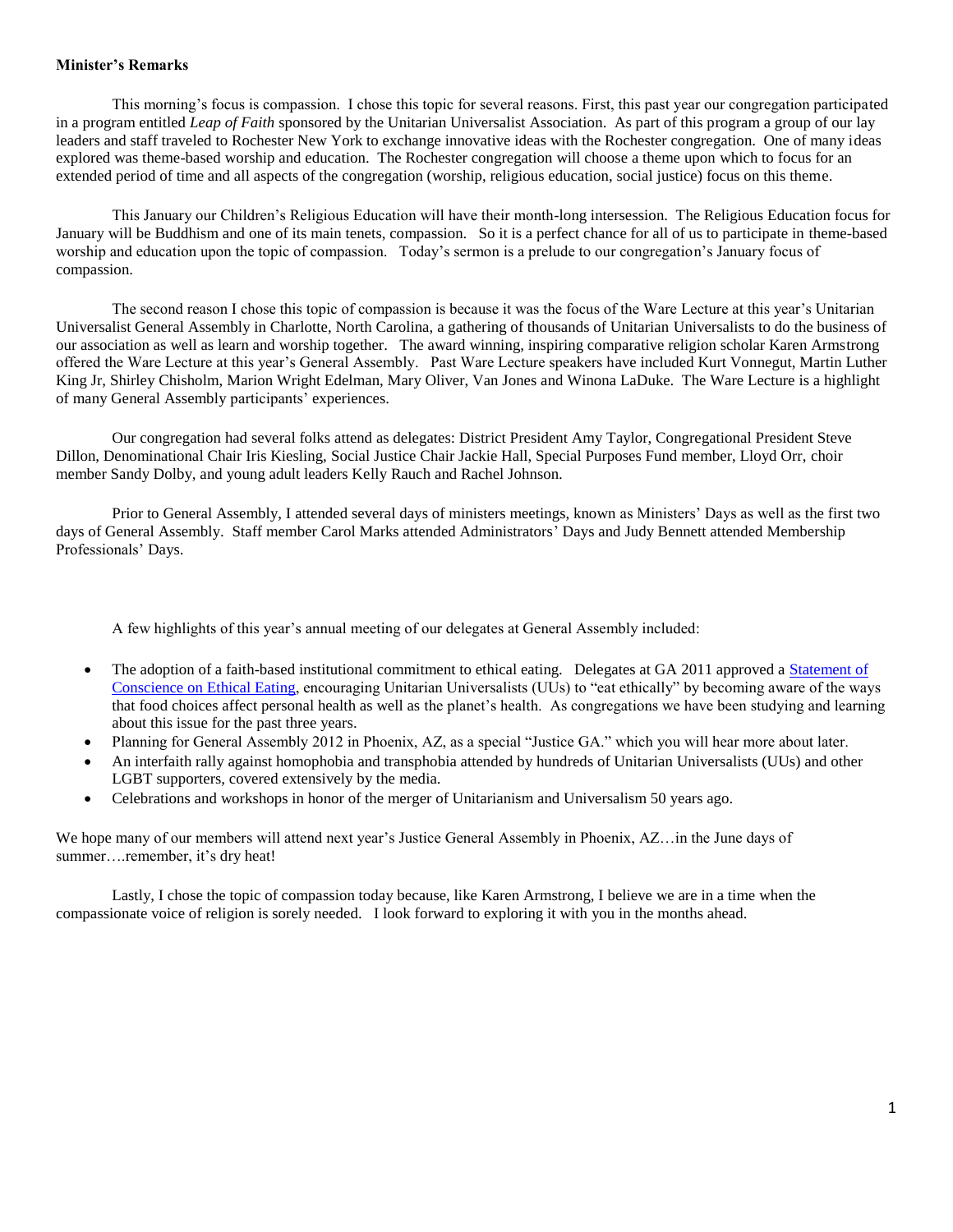**Minister's Remarks**

This morning's focus is compassion. I chose this topic for several reasons. First, this past year our congregation participated in a program entitled *Leap of Faith* sponsored by the Unitarian Universalist Association. As part of this program a group of our lay leaders and staff traveled to Rochester New York to exchange innovative ideas with the Rochester congregation. One of many ideas explored was theme-based worship and education. The Rochester congregation will choose a theme upon which to focus for an extended period of time and all aspects of the congregation (worship, religious education, social justice) focus on this theme.

This January our Children's Religious Education will have their month-long intersession. The Religious Education focus for January will be Buddhism and one of its main tenets, compassion. So it is a perfect chance for all of us to participate in theme-based worship and education upon the topic of compassion. Today's sermon is a prelude to our congregation's January focus of compassion.

The second reason I chose this topic of compassion is because it was the focus of the Ware Lecture at this year's Unitarian Universalist General Assembly in Charlotte, North Carolina, a gathering of thousands of Unitarian Universalists to do the business of our association as well as learn and worship together. The award winning, inspiring comparative religion scholar Karen Armstrong offered the Ware Lecture at this year's General Assembly. Past Ware Lecture speakers have included Kurt Vonnegut, Martin Luther King Jr, Shirley Chisholm, Marion Wright Edelman, Mary Oliver, Van Jones and Winona LaDuke. The Ware Lecture is a highlight of many General Assembly participants' experiences.

Our congregation had several folks attend as delegates: District President Amy Taylor, Congregational President Steve Dillon, Denominational Chair Iris Kiesling, Social Justice Chair Jackie Hall, Special Purposes Fund member, Lloyd Orr, choir member Sandy Dolby, and young adult leaders Kelly Rauch and Rachel Johnson.

Prior to General Assembly, I attended several days of ministers meetings, known as Ministers' Days as well as the first two days of General Assembly. Staff member Carol Marks attended Administrators' Days and Judy Bennett attended Membership Professionals' Days.

A few highlights of this year's annual meeting of our delegates at General Assembly included:

- The adoption of a faith-based institutional commitment to ethical eating. Delegates at GA 2011 approved a Statement of Conscience on Ethical Eating, encouraging Unitarian Universalists (UUs) to "eat ethically" by becoming aware of the ways that food choices affect personal health as well as the planet's health. As congregations we have been studying and learning about this issue for the past three years.
- Planning for General Assembly 2012 in Phoenix, AZ, as a special "Justice GA." which you will hear more about later.
- An interfaith rally against homophobia and transphobia attended by hundreds of Unitarian Universalists (UUs) and other LGBT supporters, covered extensively by the media.
- Celebrations and workshops in honor of the merger of Unitarianism and Universalism 50 years ago.

We hope many of our members will attend next year's Justice General Assembly in Phoenix, AZ…in the June days of summer….remember, it's dry heat!

Lastly, I chose the topic of compassion today because, like Karen Armstrong, I believe we are in a time when the compassionate voice of religion is sorely needed. I look forward to exploring it with you in the months ahead.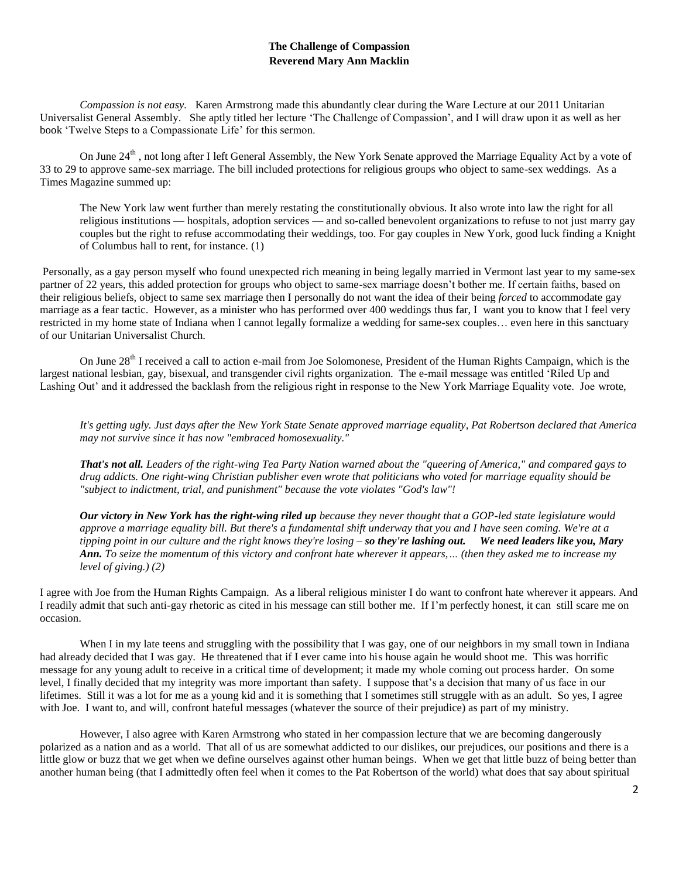**The Challenge of Compassion**
**Reverend Mary Ann Macklin**

*Compassion is not easy.* Karen Armstrong made this abundantly clear during the Ware Lecture at our 2011 Unitarian Universalist General Assembly. She aptly titled her lecture 'The Challenge of Compassion', and I will draw upon it as well as her book 'Twelve Steps to a Compassionate Life' for this sermon.

On June 24th , not long after I left General Assembly, the New York Senate approved the Marriage Equality Act by a vote of 33 to 29 to approve same-sex marriage. The bill included protections for religious groups who object to same-sex weddings. As a Times Magazine summed up:

> The New York law went further than merely restating the constitutionally obvious. It also wrote into law the right for all religious institutions — hospitals, adoption services — and so-called benevolent organizations to refuse to not just marry gay couples but the right to refuse accommodating their weddings, too. For gay couples in New York, good luck finding a Knight of Columbus hall to rent, for instance. (1)

Personally, as a gay person myself who found unexpected rich meaning in being legally married in Vermont last year to my same-sex partner of 22 years, this added protection for groups who object to same-sex marriage doesn't bother me. If certain faiths, based on their religious beliefs, object to same sex marriage then I personally do not want the idea of their being *forced* to accommodate gay marriage as a fear tactic. However, as a minister who has performed over 400 weddings thus far, I want you to know that I feel very restricted in my home state of Indiana when I cannot legally formalize a wedding for same-sex couples… even here in this sanctuary of our Unitarian Universalist Church.

On June 28th I received a call to action e-mail from Joe Solomonese, President of the Human Rights Campaign, which is the largest national lesbian, gay, bisexual, and transgender civil rights organization. The e-mail message was entitled 'Riled Up and Lashing Out' and it addressed the backlash from the religious right in response to the New York Marriage Equality vote. Joe wrote,

> *It's getting ugly. Just days after the New York State Senate approved marriage equality, Pat Robertson declared that America may not survive since it has now "embraced homosexuality."*
>
> ***That's not all.*** *Leaders of the right-wing Tea Party Nation warned about the "queering of America," and compared gays to drug addicts. One right-wing Christian publisher even wrote that politicians who voted for marriage equality should be "subject to indictment, trial, and punishment" because the vote violates "God's law"!*
>
> ***Our victory in New York has the right-wing riled up*** *because they never thought that a GOP-led state legislature would approve a marriage equality bill. But there's a fundamental shift underway that you and I have seen coming. We're at a tipping point in our culture and the right knows they're losing –* ***so they're lashing out. We need leaders like you, Mary Ann.*** *To seize the momentum of this victory and confront hate wherever it appears,… (then they asked me to increase my level of giving.) (2)*

I agree with Joe from the Human Rights Campaign. As a liberal religious minister I do want to confront hate wherever it appears. And I readily admit that such anti-gay rhetoric as cited in his message can still bother me. If I'm perfectly honest, it can still scare me on occasion.

When I in my late teens and struggling with the possibility that I was gay, one of our neighbors in my small town in Indiana had already decided that I was gay. He threatened that if I ever came into his house again he would shoot me. This was horrific message for any young adult to receive in a critical time of development; it made my whole coming out process harder. On some level, I finally decided that my integrity was more important than safety. I suppose that's a decision that many of us face in our lifetimes. Still it was a lot for me as a young kid and it is something that I sometimes still struggle with as an adult. So yes, I agree with Joe. I want to, and will, confront hateful messages (whatever the source of their prejudice) as part of my ministry.

However, I also agree with Karen Armstrong who stated in her compassion lecture that we are becoming dangerously polarized as a nation and as a world. That all of us are somewhat addicted to our dislikes, our prejudices, our positions and there is a little glow or buzz that we get when we define ourselves against other human beings. When we get that little buzz of being better than another human being (that I admittedly often feel when it comes to the Pat Robertson of the world) what does that say about spiritual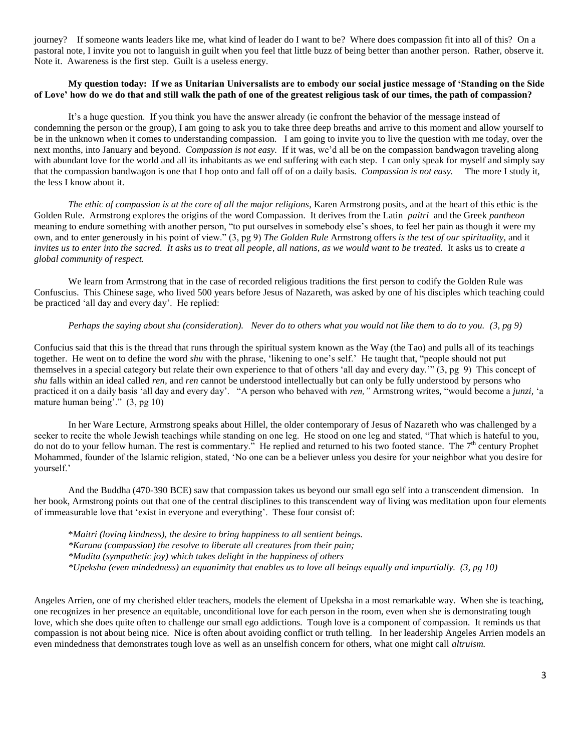journey? If someone wants leaders like me, what kind of leader do I want to be? Where does compassion fit into all of this? On a pastoral note, I invite you not to languish in guilt when you feel that little buzz of being better than another person. Rather, observe it. Note it. Awareness is the first step. Guilt is a useless energy.

**My question today: If we as Unitarian Universalists are to embody our social justice message of 'Standing on the Side of Love' how do we do that and still walk the path of one of the greatest religious task of our times, the path of compassion?**

It's a huge question. If you think you have the answer already (ie confront the behavior of the message instead of condemning the person or the group), I am going to ask you to take three deep breaths and arrive to this moment and allow yourself to be in the unknown when it comes to understanding compassion. I am going to invite you to live the question with me today, over the next months, into January and beyond. *Compassion is not easy.* If it was, we'd all be on the compassion bandwagon traveling along with abundant love for the world and all its inhabitants as we end suffering with each step. I can only speak for myself and simply say that the compassion bandwagon is one that I hop onto and fall off of on a daily basis. *Compassion is not easy.* The more I study it, the less I know about it.

*The ethic of compassion is at the core of all the major religions*, Karen Armstrong posits, and at the heart of this ethic is the Golden Rule. Armstrong explores the origins of the word Compassion. It derives from the Latin *paitri* and the Greek *pantheon* meaning to endure something with another person, "to put ourselves in somebody else's shoes, to feel her pain as though it were my own, and to enter generously in his point of view." (3, pg 9) *The Golden Rule* Armstrong offers *is the test of our spirituality,* and it *invites us to enter into the sacred. It asks us to treat all people, all nations, as we would want to be treated.* It asks us to create *a global community of respect.*

We learn from Armstrong that in the case of recorded religious traditions the first person to codify the Golden Rule was Confuscius. This Chinese sage, who lived 500 years before Jesus of Nazareth, was asked by one of his disciples which teaching could be practiced 'all day and every day'. He replied:

*Perhaps the saying about shu (consideration). Never do to others what you would not like them to do to you. (3, pg 9)*

Confucius said that this is the thread that runs through the spiritual system known as the Way (the Tao) and pulls all of its teachings together. He went on to define the word *shu* with the phrase, 'likening to one's self.' He taught that, "people should not put themselves in a special category but relate their own experience to that of others 'all day and every day.'" (3, pg 9) This concept of *shu* falls within an ideal called *ren,* and *ren* cannot be understood intellectually but can only be fully understood by persons who practiced it on a daily basis 'all day and every day'. "A person who behaved with *ren,"* Armstrong writes, "would become a *junzi,* 'a mature human being'." (3, pg 10)

In her Ware Lecture, Armstrong speaks about Hillel, the older contemporary of Jesus of Nazareth who was challenged by a seeker to recite the whole Jewish teachings while standing on one leg. He stood on one leg and stated, "That which is hateful to you, do not do to your fellow human. The rest is commentary." He replied and returned to his two footed stance. The 7th century Prophet Mohammed, founder of the Islamic religion, stated, 'No one can be a believer unless you desire for your neighbor what you desire for yourself.'

And the Buddha (470-390 BCE) saw that compassion takes us beyond our small ego self into a transcendent dimension. In her book, Armstrong points out that one of the central disciplines to this transcendent way of living was meditation upon four elements of immeasurable love that 'exist in everyone and everything'. These four consist of:

*\*Maitri (loving kindness), the desire to bring happiness to all sentient beings.*
*\*Karuna (compassion) the resolve to liberate all creatures from their pain;*
*\*Mudita (sympathetic joy) which takes delight in the happiness of others*
*\*Upeksha (even mindedness) an equanimity that enables us to love all beings equally and impartially. (3, pg 10)*

Angeles Arrien, one of my cherished elder teachers, models the element of Upeksha in a most remarkable way. When she is teaching, one recognizes in her presence an equitable, unconditional love for each person in the room, even when she is demonstrating tough love, which she does quite often to challenge our small ego addictions. Tough love is a component of compassion. It reminds us that compassion is not about being nice. Nice is often about avoiding conflict or truth telling. In her leadership Angeles Arrien models an even mindedness that demonstrates tough love as well as an unselfish concern for others, what one might call *altruism.*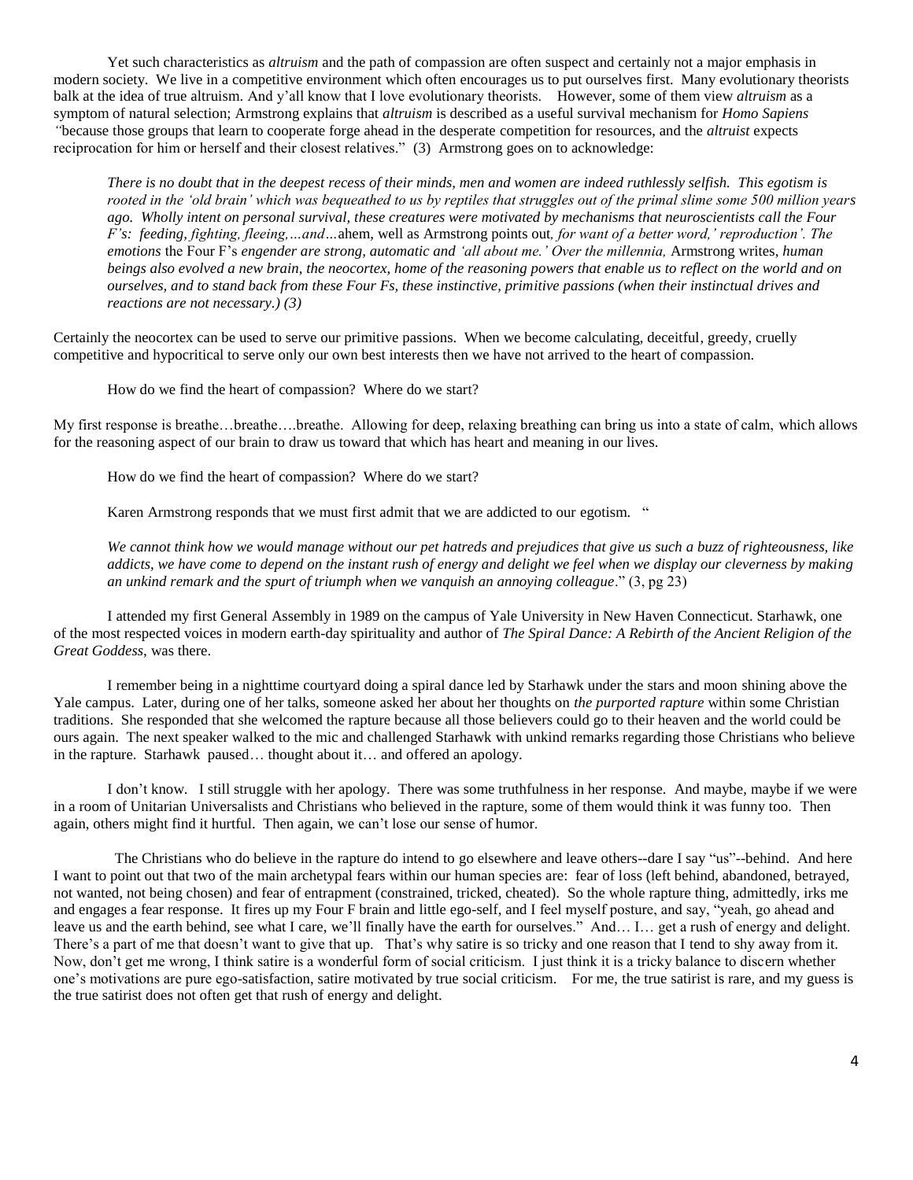Yet such characteristics as *altruism* and the path of compassion are often suspect and certainly not a major emphasis in modern society. We live in a competitive environment which often encourages us to put ourselves first. Many evolutionary theorists balk at the idea of true altruism. And y'all know that I love evolutionary theorists. However, some of them view *altruism* as a symptom of natural selection; Armstrong explains that *altruism* is described as a useful survival mechanism for *Homo Sapiens "*because those groups that learn to cooperate forge ahead in the desperate competition for resources, and the *altruist* expects reciprocation for him or herself and their closest relatives." (3) Armstrong goes on to acknowledge:

> *There is no doubt that in the deepest recess of their minds, men and women are indeed ruthlessly selfish. This egotism is rooted in the 'old brain' which was bequeathed to us by reptiles that struggles out of the primal slime some 500 million years ago. Wholly intent on personal survival, these creatures were motivated by mechanisms that neuroscientists call the Four F's: feeding, fighting, fleeing,…and…*ahem, well as Armstrong points out*, for want of a better word,' reproduction'. The emotions* the Four F's *engender are strong, automatic and 'all about me.' Over the millennia,* Armstrong writes*, human beings also evolved a new brain, the neocortex, home of the reasoning powers that enable us to reflect on the world and on ourselves, and to stand back from these Four Fs, these instinctive, primitive passions (when their instinctual drives and reactions are not necessary.) (3)*

Certainly the neocortex can be used to serve our primitive passions. When we become calculating, deceitful, greedy, cruelly competitive and hypocritical to serve only our own best interests then we have not arrived to the heart of compassion.

How do we find the heart of compassion? Where do we start?

My first response is breathe…breathe….breathe. Allowing for deep, relaxing breathing can bring us into a state of calm, which allows for the reasoning aspect of our brain to draw us toward that which has heart and meaning in our lives.

How do we find the heart of compassion? Where do we start?

Karen Armstrong responds that we must first admit that we are addicted to our egotism. "

> *We cannot think how we would manage without our pet hatreds and prejudices that give us such a buzz of righteousness, like addicts, we have come to depend on the instant rush of energy and delight we feel when we display our cleverness by making an unkind remark and the spurt of triumph when we vanquish an annoying colleague*." (3, pg 23)

I attended my first General Assembly in 1989 on the campus of Yale University in New Haven Connecticut. Starhawk, one of the most respected voices in modern earth-day spirituality and author of *The Spiral Dance: A Rebirth of the Ancient Religion of the Great Goddess,* was there.

I remember being in a nighttime courtyard doing a spiral dance led by Starhawk under the stars and moon shining above the Yale campus. Later, during one of her talks, someone asked her about her thoughts on *the purported rapture* within some Christian traditions. She responded that she welcomed the rapture because all those believers could go to their heaven and the world could be ours again. The next speaker walked to the mic and challenged Starhawk with unkind remarks regarding those Christians who believe in the rapture. Starhawk paused… thought about it… and offered an apology.

I don't know. I still struggle with her apology. There was some truthfulness in her response. And maybe, maybe if we were in a room of Unitarian Universalists and Christians who believed in the rapture, some of them would think it was funny too. Then again, others might find it hurtful. Then again, we can't lose our sense of humor.

The Christians who do believe in the rapture do intend to go elsewhere and leave others--dare I say "us"--behind. And here I want to point out that two of the main archetypal fears within our human species are: fear of loss (left behind, abandoned, betrayed, not wanted, not being chosen) and fear of entrapment (constrained, tricked, cheated). So the whole rapture thing, admittedly, irks me and engages a fear response. It fires up my Four F brain and little ego-self, and I feel myself posture, and say, "yeah, go ahead and leave us and the earth behind, see what I care, we'll finally have the earth for ourselves." And… I… get a rush of energy and delight. There's a part of me that doesn't want to give that up. That's why satire is so tricky and one reason that I tend to shy away from it. Now, don't get me wrong, I think satire is a wonderful form of social criticism. I just think it is a tricky balance to discern whether one's motivations are pure ego-satisfaction, satire motivated by true social criticism. For me, the true satirist is rare, and my guess is the true satirist does not often get that rush of energy and delight.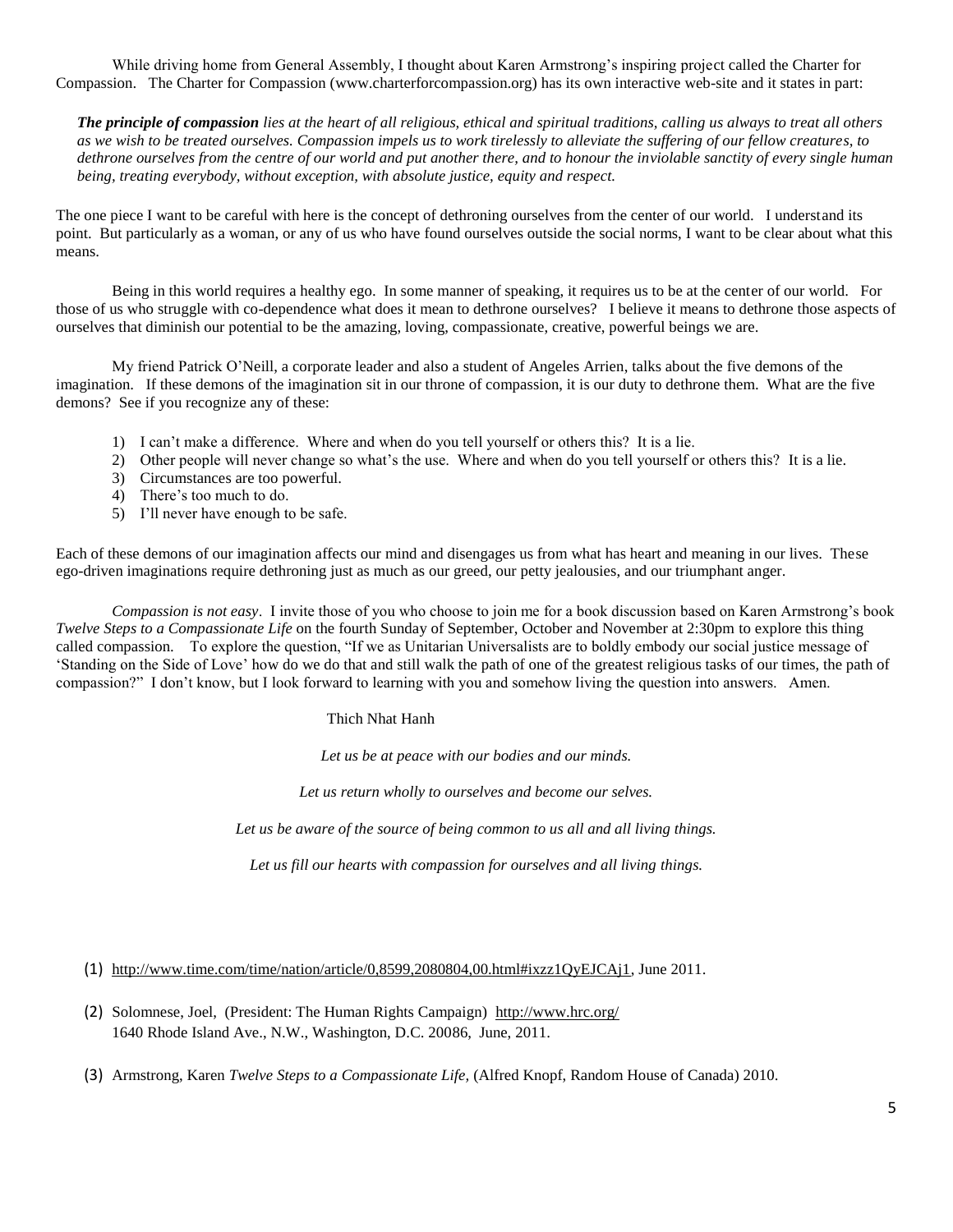While driving home from General Assembly, I thought about Karen Armstrong's inspiring project called the Charter for Compassion. The Charter for Compassion (www.charterforcompassion.org) has its own interactive web-site and it states in part:

> ***The principle of compassion*** *lies at the heart of all religious, ethical and spiritual traditions, calling us always to treat all others as we wish to be treated ourselves. Compassion impels us to work tirelessly to alleviate the suffering of our fellow creatures, to dethrone ourselves from the centre of our world and put another there, and to honour the inviolable sanctity of every single human being, treating everybody, without exception, with absolute justice, equity and respect.*

The one piece I want to be careful with here is the concept of dethroning ourselves from the center of our world. I understand its point. But particularly as a woman, or any of us who have found ourselves outside the social norms, I want to be clear about what this means.

Being in this world requires a healthy ego. In some manner of speaking, it requires us to be at the center of our world. For those of us who struggle with co-dependence what does it mean to dethrone ourselves? I believe it means to dethrone those aspects of ourselves that diminish our potential to be the amazing, loving, compassionate, creative, powerful beings we are.

My friend Patrick O'Neill, a corporate leader and also a student of Angeles Arrien, talks about the five demons of the imagination. If these demons of the imagination sit in our throne of compassion, it is our duty to dethrone them. What are the five demons? See if you recognize any of these:

1) I can't make a difference. Where and when do you tell yourself or others this? It is a lie.
2) Other people will never change so what's the use. Where and when do you tell yourself or others this? It is a lie.
3) Circumstances are too powerful.
4) There's too much to do.
5) I'll never have enough to be safe.

Each of these demons of our imagination affects our mind and disengages us from what has heart and meaning in our lives. These ego-driven imaginations require dethroning just as much as our greed, our petty jealousies, and our triumphant anger.

*Compassion is not easy*. I invite those of you who choose to join me for a book discussion based on Karen Armstrong's book *Twelve Steps to a Compassionate Life* on the fourth Sunday of September, October and November at 2:30pm to explore this thing called compassion. To explore the question, "If we as Unitarian Universalists are to boldly embody our social justice message of 'Standing on the Side of Love' how do we do that and still walk the path of one of the greatest religious tasks of our times, the path of compassion?" I don't know, but I look forward to learning with you and somehow living the question into answers. Amen.

Thich Nhat Hanh

*Let us be at peace with our bodies and our minds.*

*Let us return wholly to ourselves and become our selves.*

*Let us be aware of the source of being common to us all and all living things.*

*Let us fill our hearts with compassion for ourselves and all living things.*

(1) http://www.time.com/time/nation/article/0,8599,2080804,00.html#ixzz1QyEJCAj1, June 2011.

(2) Solomnese, Joel, (President: The Human Rights Campaign) http://www.hrc.org/
1640 Rhode Island Ave., N.W., Washington, D.C. 20086, June, 2011.

(3) Armstrong, Karen *Twelve Steps to a Compassionate Life*, (Alfred Knopf, Random House of Canada) 2010.